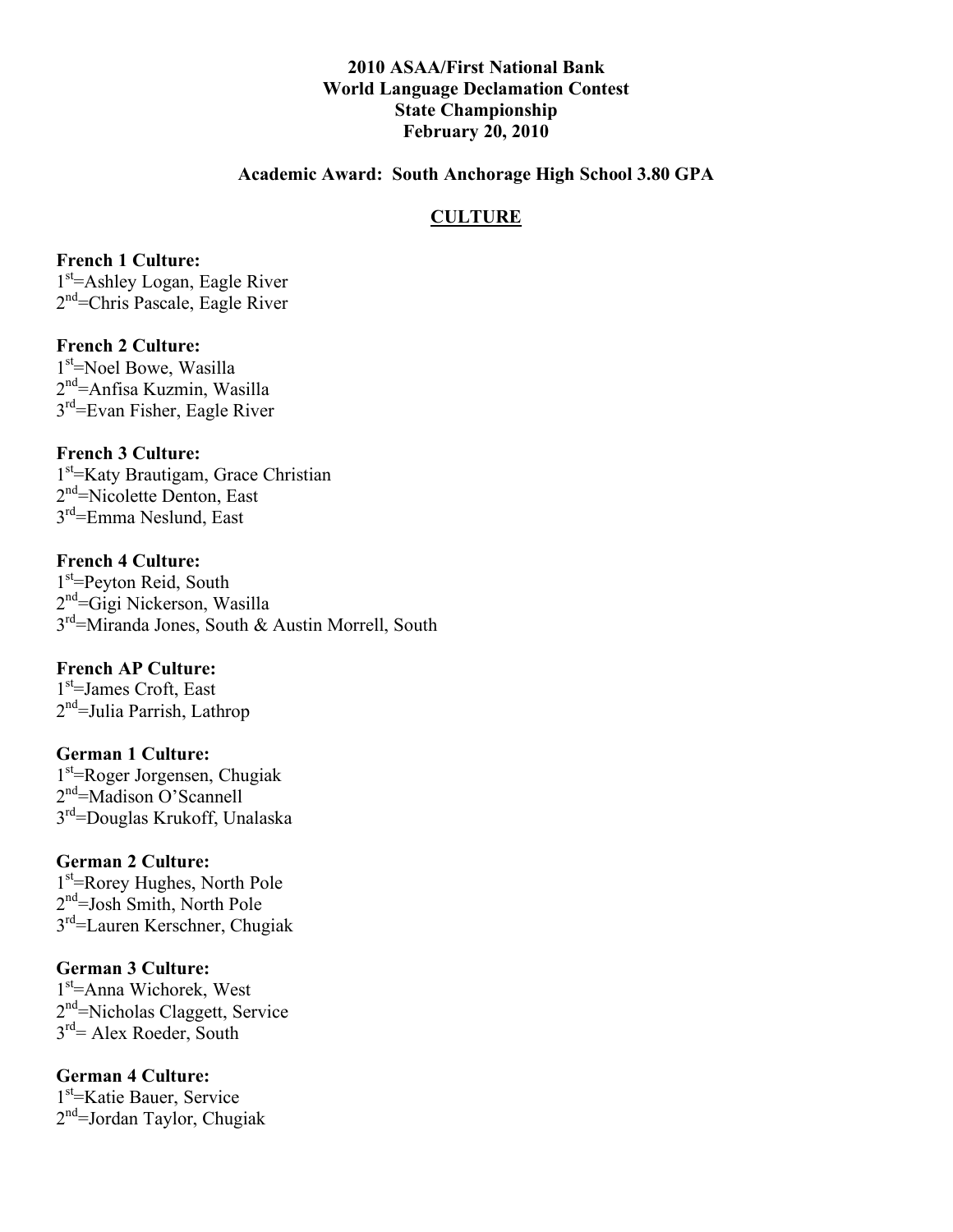**2010 ASAA/First National Bank**
**World Language Declamation Contest**
**State Championship**
**February 20, 2010**

**Academic Award: South Anchorage High School 3.80 GPA**

## CULTURE

**French 1 Culture:**
1st=Ashley Logan, Eagle River
2nd=Chris Pascale, Eagle River

**French 2 Culture:**
1st=Noel Bowe, Wasilla
2nd=Anfisa Kuzmin, Wasilla
3rd=Evan Fisher, Eagle River

**French 3 Culture:**
1st=Katy Brautigam, Grace Christian
2nd=Nicolette Denton, East
3rd=Emma Neslund, East

**French 4 Culture:**
1st=Peyton Reid, South
2nd=Gigi Nickerson, Wasilla
3rd=Miranda Jones, South & Austin Morrell, South

**French AP Culture:**
1st=James Croft, East
2nd=Julia Parrish, Lathrop

**German 1 Culture:**
1st=Roger Jorgensen, Chugiak
2nd=Madison O'Scannell
3rd=Douglas Krukoff, Unalaska

**German 2 Culture:**
1st=Rorey Hughes, North Pole
2nd=Josh Smith, North Pole
3rd=Lauren Kerschner, Chugiak

**German 3 Culture:**
1st=Anna Wichorek, West
2nd=Nicholas Claggett, Service
3rd= Alex Roeder, South

**German 4 Culture:**
1st=Katie Bauer, Service
2nd=Jordan Taylor, Chugiak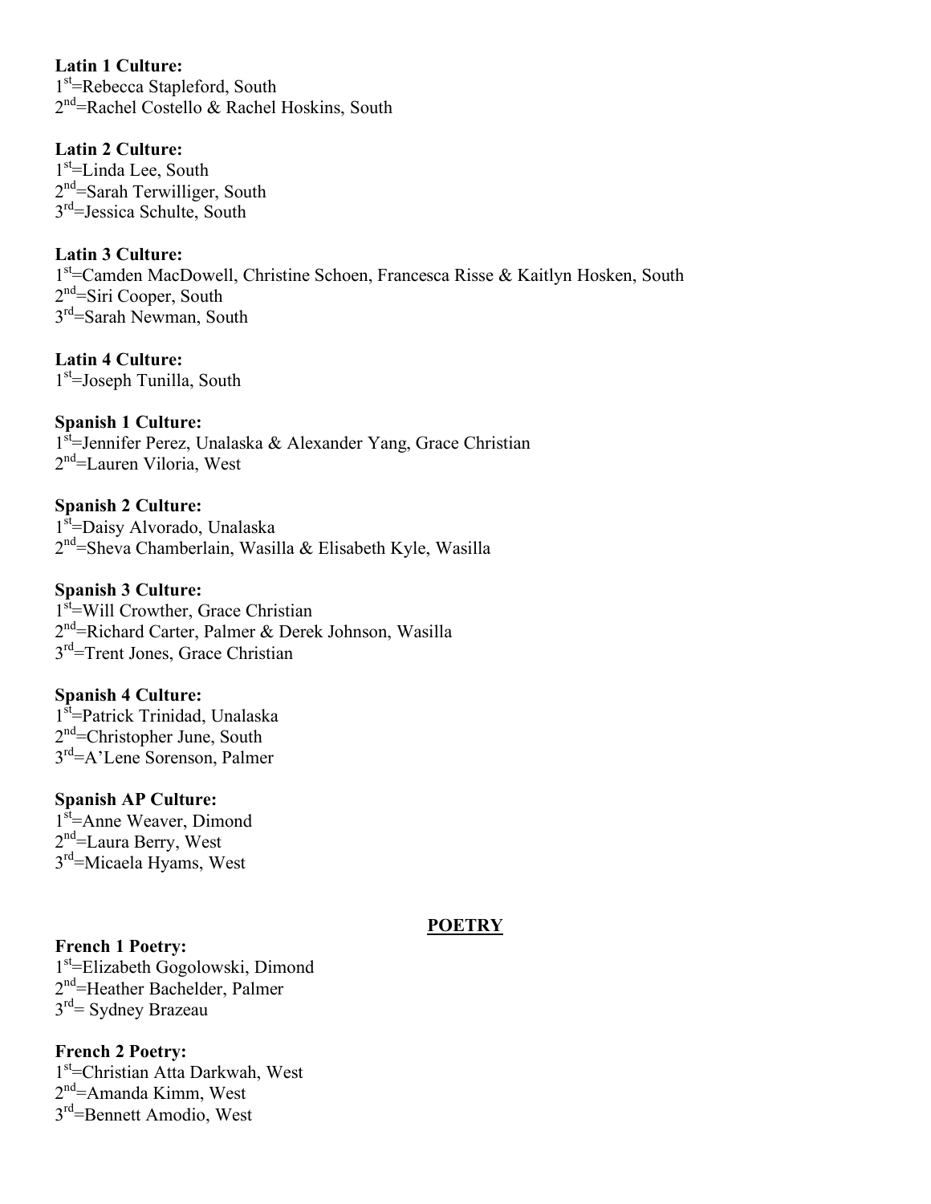**Latin 1 Culture:**
1st=Rebecca Stapleford, South
2nd=Rachel Costello & Rachel Hoskins, South

**Latin 2 Culture:**
1st=Linda Lee, South
2nd=Sarah Terwilliger, South
3rd=Jessica Schulte, South

**Latin 3 Culture:**
1st=Camden MacDowell, Christine Schoen, Francesca Risse & Kaitlyn Hosken, South
2nd=Siri Cooper, South
3rd=Sarah Newman, South

**Latin 4 Culture:**
1st=Joseph Tunilla, South

**Spanish 1 Culture:**
1st=Jennifer Perez, Unalaska & Alexander Yang, Grace Christian
2nd=Lauren Viloria, West

**Spanish 2 Culture:**
1st=Daisy Alvorado, Unalaska
2nd=Sheva Chamberlain, Wasilla & Elisabeth Kyle, Wasilla

**Spanish 3 Culture:**
1st=Will Crowther, Grace Christian
2nd=Richard Carter, Palmer & Derek Johnson, Wasilla
3rd=Trent Jones, Grace Christian

**Spanish 4 Culture:**
1st=Patrick Trinidad, Unalaska
2nd=Christopher June, South
3rd=A'Lene Sorenson, Palmer

**Spanish AP Culture:**
1st=Anne Weaver, Dimond
2nd=Laura Berry, West
3rd=Micaela Hyams, West

## POETRY

**French 1 Poetry:**
1st=Elizabeth Gogolowski, Dimond
2nd=Heather Bachelder, Palmer
3rd= Sydney Brazeau

**French 2 Poetry:**
1st=Christian Atta Darkwah, West
2nd=Amanda Kimm, West
3rd=Bennett Amodio, West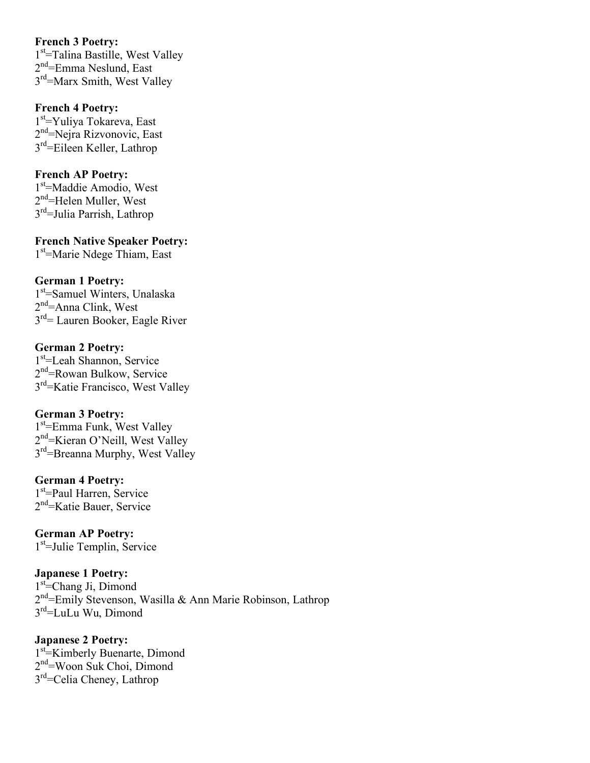**French 3 Poetry:**
1st=Talina Bastille, West Valley
2nd=Emma Neslund, East
3rd=Marx Smith, West Valley

**French 4 Poetry:**
1st=Yuliya Tokareva, East
2nd=Nejra Rizvonovic, East
3rd=Eileen Keller, Lathrop

**French AP Poetry:**
1st=Maddie Amodio, West
2nd=Helen Muller, West
3rd=Julia Parrish, Lathrop

**French Native Speaker Poetry:**
1st=Marie Ndege Thiam, East

**German 1 Poetry:**
1st=Samuel Winters, Unalaska
2nd=Anna Clink, West
3rd= Lauren Booker, Eagle River

**German 2 Poetry:**
1st=Leah Shannon, Service
2nd=Rowan Bulkow, Service
3rd=Katie Francisco, West Valley

**German 3 Poetry:**
1st=Emma Funk, West Valley
2nd=Kieran O'Neill, West Valley
3rd=Breanna Murphy, West Valley

**German 4 Poetry:**
1st=Paul Harren, Service
2nd=Katie Bauer, Service

**German AP Poetry:**
1st=Julie Templin, Service

**Japanese 1 Poetry:**
1st=Chang Ji, Dimond
2nd=Emily Stevenson, Wasilla & Ann Marie Robinson, Lathrop
3rd=LuLu Wu, Dimond

**Japanese 2 Poetry:**
1st=Kimberly Buenarte, Dimond
2nd=Woon Suk Choi, Dimond
3rd=Celia Cheney, Lathrop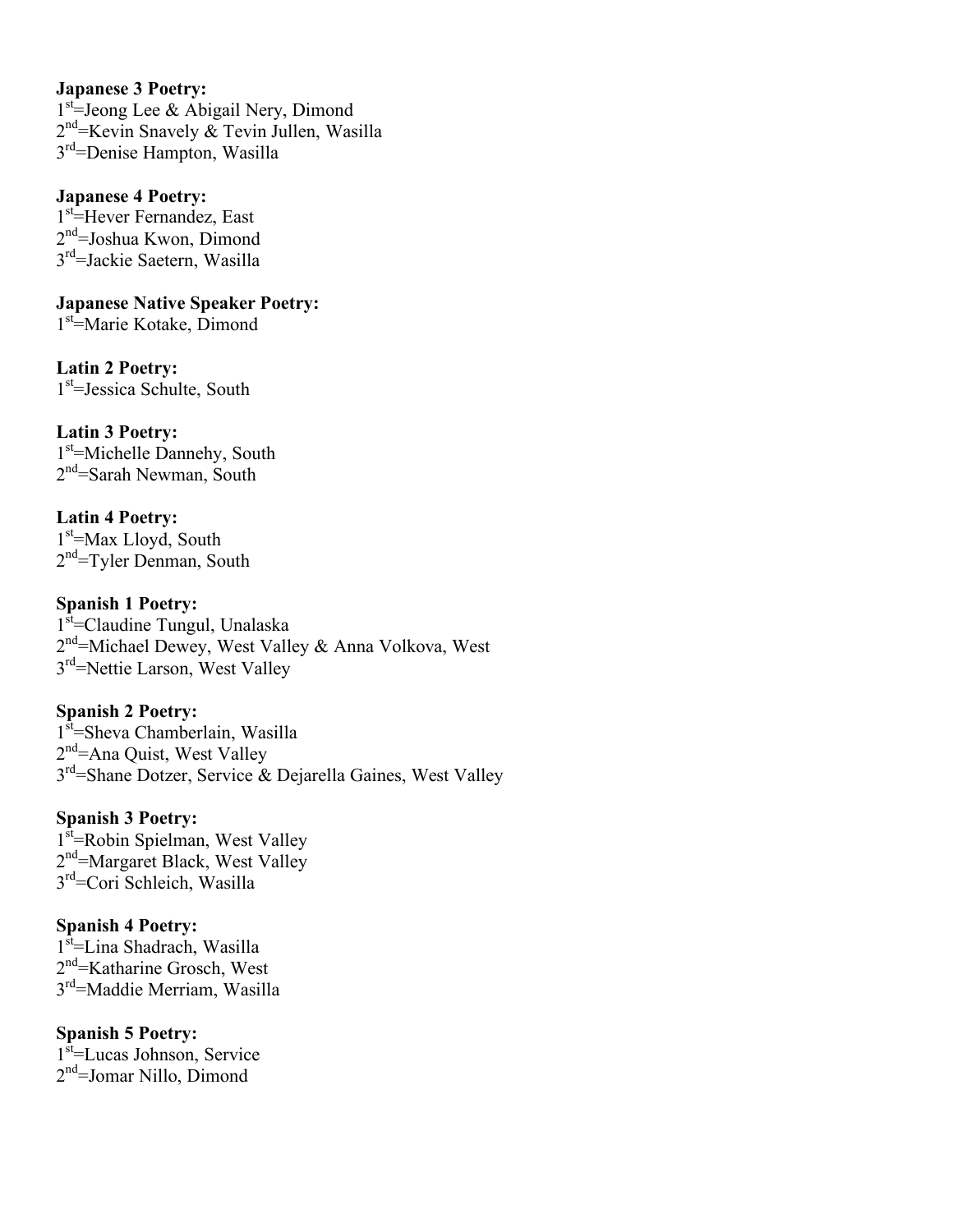**Japanese 3 Poetry:**
1st=Jeong Lee & Abigail Nery, Dimond
2nd=Kevin Snavely & Tevin Jullen, Wasilla
3rd=Denise Hampton, Wasilla

**Japanese 4 Poetry:**
1st=Hever Fernandez, East
2nd=Joshua Kwon, Dimond
3rd=Jackie Saetern, Wasilla

**Japanese Native Speaker Poetry:**
1st=Marie Kotake, Dimond

**Latin 2 Poetry:**
1st=Jessica Schulte, South

**Latin 3 Poetry:**
1st=Michelle Dannehy, South
2nd=Sarah Newman, South

**Latin 4 Poetry:**
1st=Max Lloyd, South
2nd=Tyler Denman, South

**Spanish 1 Poetry:**
1st=Claudine Tungul, Unalaska
2nd=Michael Dewey, West Valley & Anna Volkova, West
3rd=Nettie Larson, West Valley

**Spanish 2 Poetry:**
1st=Sheva Chamberlain, Wasilla
2nd=Ana Quist, West Valley
3rd=Shane Dotzer, Service & Dejarella Gaines, West Valley

**Spanish 3 Poetry:**
1st=Robin Spielman, West Valley
2nd=Margaret Black, West Valley
3rd=Cori Schleich, Wasilla

**Spanish 4 Poetry:**
1st=Lina Shadrach, Wasilla
2nd=Katharine Grosch, West
3rd=Maddie Merriam, Wasilla

**Spanish 5 Poetry:**
1st=Lucas Johnson, Service
2nd=Jomar Nillo, Dimond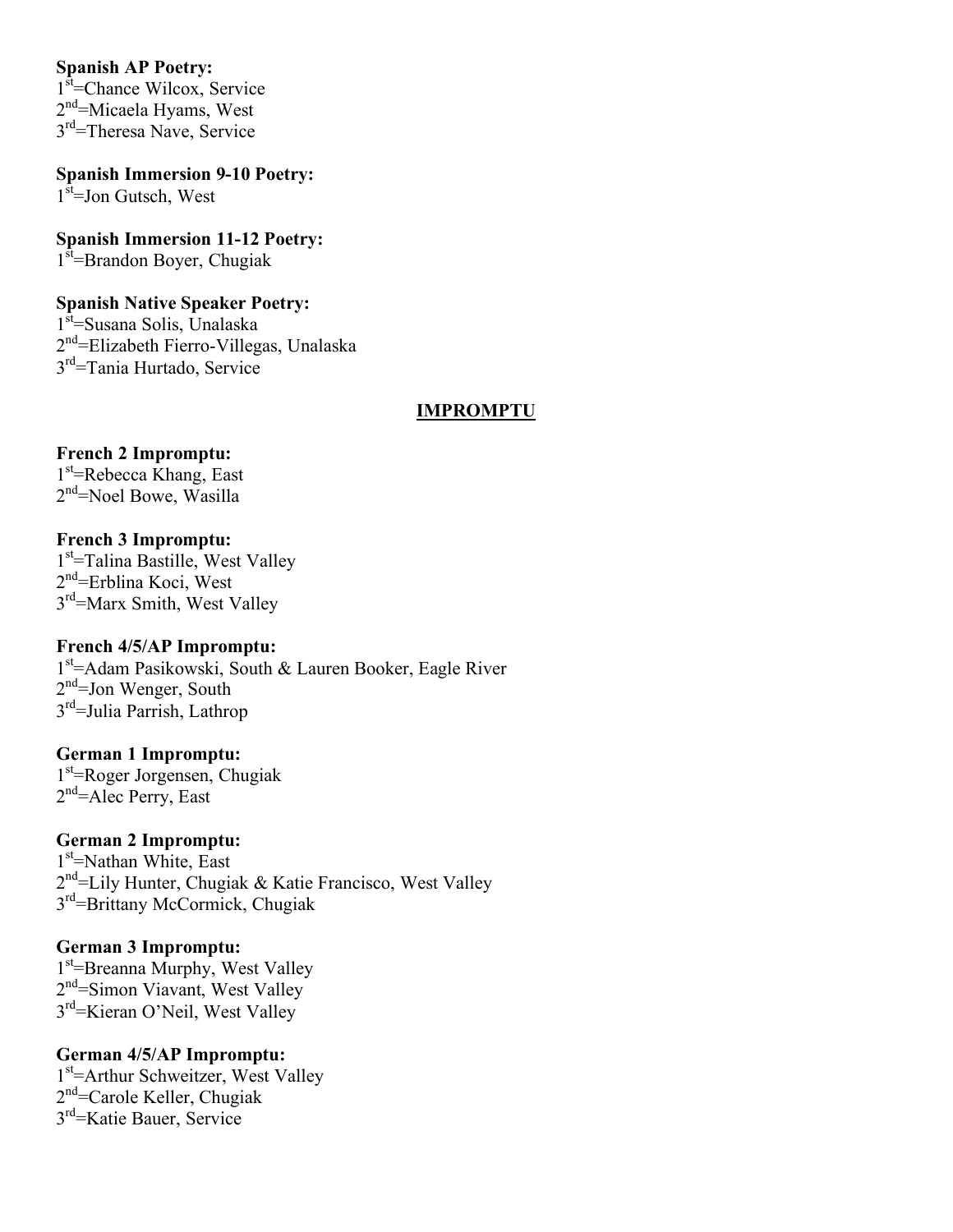**Spanish AP Poetry:**
1st=Chance Wilcox, Service
2nd=Micaela Hyams, West
3rd=Theresa Nave, Service

**Spanish Immersion 9-10 Poetry:**
1st=Jon Gutsch, West

**Spanish Immersion 11-12 Poetry:**
1st=Brandon Boyer, Chugiak

**Spanish Native Speaker Poetry:**
1st=Susana Solis, Unalaska
2nd=Elizabeth Fierro-Villegas, Unalaska
3rd=Tania Hurtado, Service

## IMPROMPTU

**French 2 Impromptu:**
1st=Rebecca Khang, East
2nd=Noel Bowe, Wasilla

**French 3 Impromptu:**
1st=Talina Bastille, West Valley
2nd=Erblina Koci, West
3rd=Marx Smith, West Valley

**French 4/5/AP Impromptu:**
1st=Adam Pasikowski, South & Lauren Booker, Eagle River
2nd=Jon Wenger, South
3rd=Julia Parrish, Lathrop

**German 1 Impromptu:**
1st=Roger Jorgensen, Chugiak
2nd=Alec Perry, East

**German 2 Impromptu:**
1st=Nathan White, East
2nd=Lily Hunter, Chugiak & Katie Francisco, West Valley
3rd=Brittany McCormick, Chugiak

**German 3 Impromptu:**
1st=Breanna Murphy, West Valley
2nd=Simon Viavant, West Valley
3rd=Kieran O'Neil, West Valley

**German 4/5/AP Impromptu:**
1st=Arthur Schweitzer, West Valley
2nd=Carole Keller, Chugiak
3rd=Katie Bauer, Service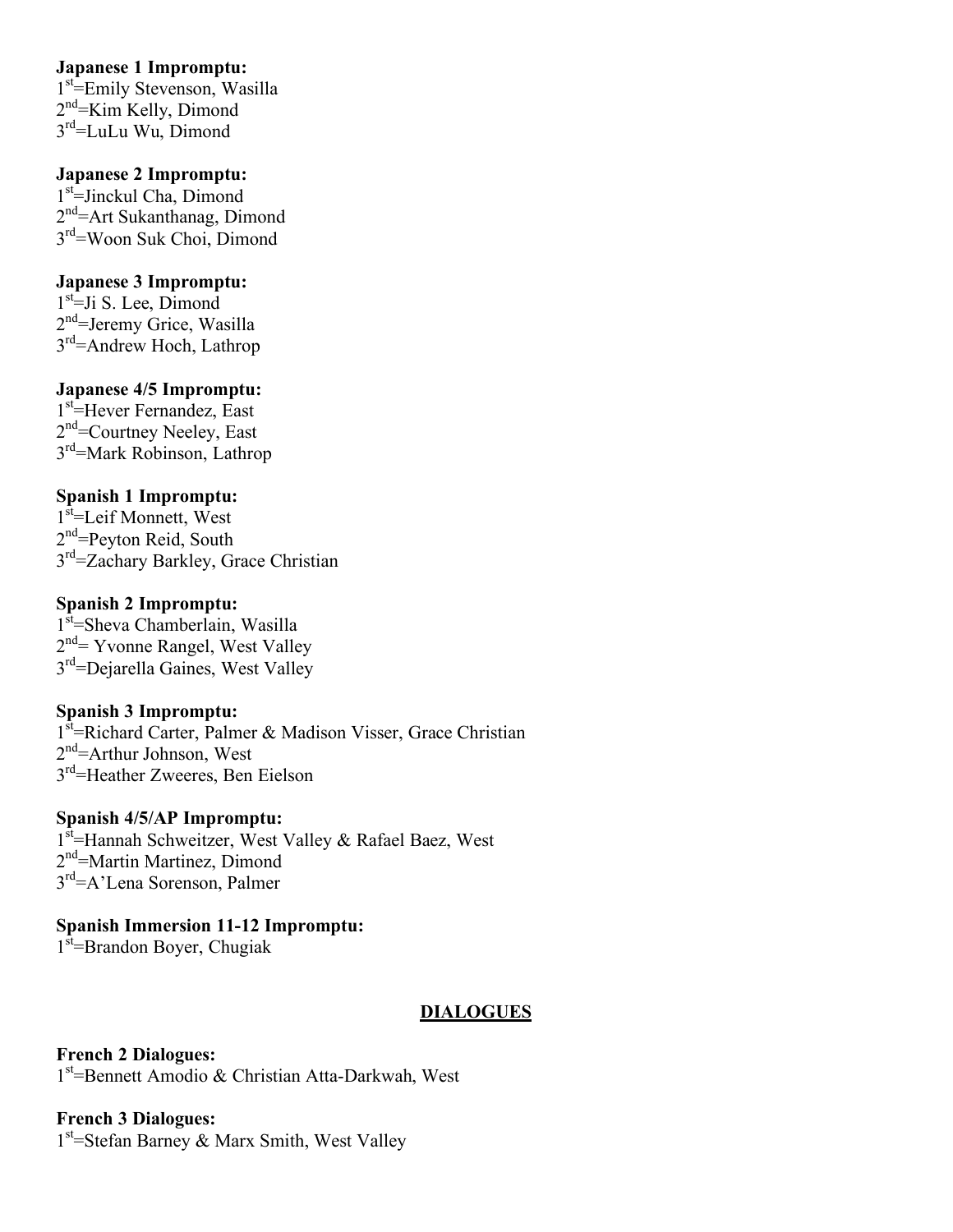**Japanese 1 Impromptu:**
1st=Emily Stevenson, Wasilla
2nd=Kim Kelly, Dimond
3rd=LuLu Wu, Dimond

**Japanese 2 Impromptu:**
1st=Jinckul Cha, Dimond
2nd=Art Sukanthanag, Dimond
3rd=Woon Suk Choi, Dimond

**Japanese 3 Impromptu:**
1st=Ji S. Lee, Dimond
2nd=Jeremy Grice, Wasilla
3rd=Andrew Hoch, Lathrop

**Japanese 4/5 Impromptu:**
1st=Hever Fernandez, East
2nd=Courtney Neeley, East
3rd=Mark Robinson, Lathrop

**Spanish 1 Impromptu:**
1st=Leif Monnett, West
2nd=Peyton Reid, South
3rd=Zachary Barkley, Grace Christian

**Spanish 2 Impromptu:**
1st=Sheva Chamberlain, Wasilla
2nd= Yvonne Rangel, West Valley
3rd=Dejarella Gaines, West Valley

**Spanish 3 Impromptu:**
1st=Richard Carter, Palmer & Madison Visser, Grace Christian
2nd=Arthur Johnson, West
3rd=Heather Zweeres, Ben Eielson

**Spanish 4/5/AP Impromptu:**
1st=Hannah Schweitzer, West Valley & Rafael Baez, West
2nd=Martin Martinez, Dimond
3rd=A'Lena Sorenson, Palmer

**Spanish Immersion 11-12 Impromptu:**
1st=Brandon Boyer, Chugiak

## DIALOGUES

**French 2 Dialogues:**
1st=Bennett Amodio & Christian Atta-Darkwah, West

**French 3 Dialogues:**
1st=Stefan Barney & Marx Smith, West Valley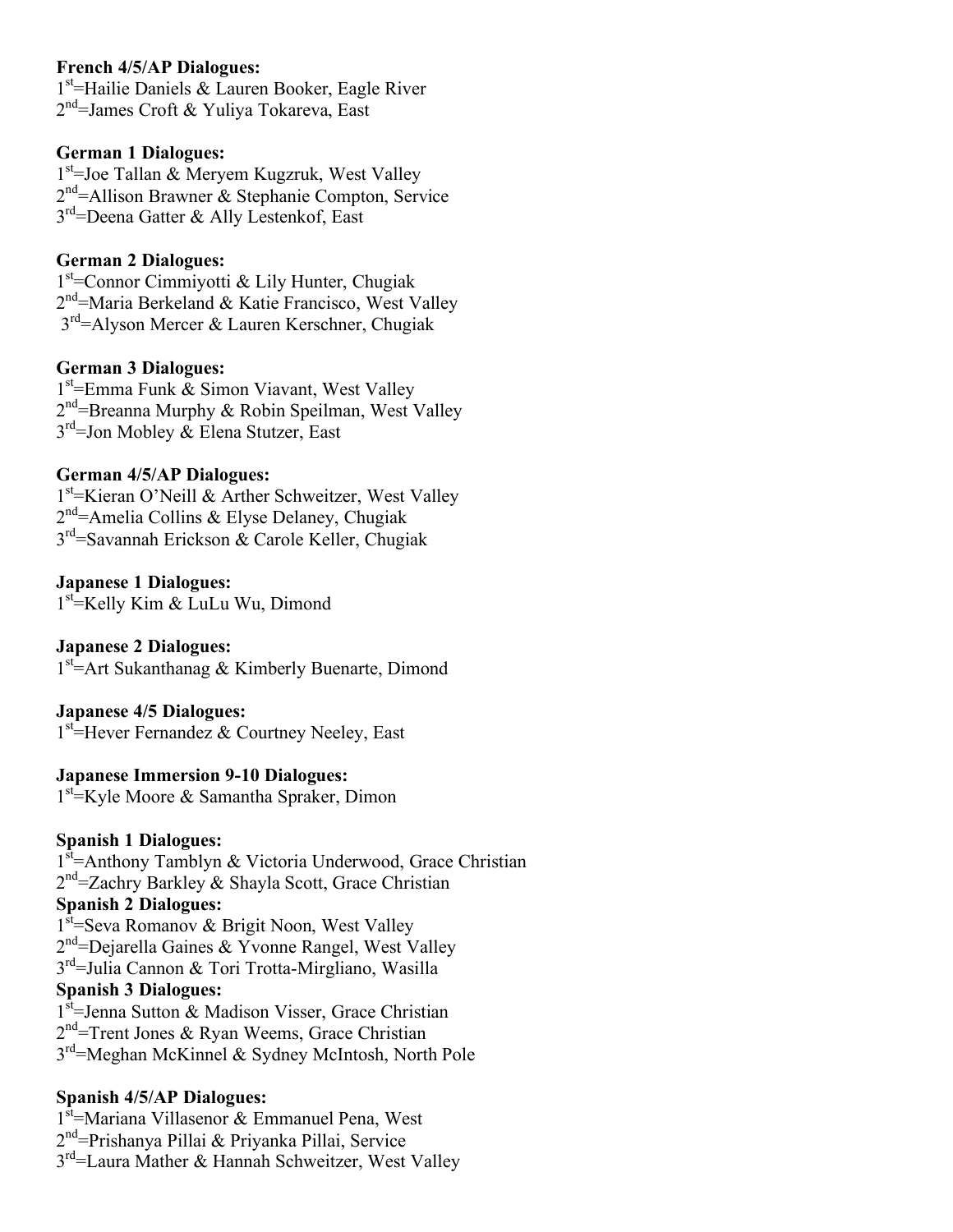**French 4/5/AP Dialogues:**
1st=Hailie Daniels & Lauren Booker, Eagle River
2nd=James Croft & Yuliya Tokareva, East

**German 1 Dialogues:**
1st=Joe Tallan & Meryem Kugzruk, West Valley
2nd=Allison Brawner & Stephanie Compton, Service
3rd=Deena Gatter & Ally Lestenkof, East

**German 2 Dialogues:**
1st=Connor Cimmiyotti & Lily Hunter, Chugiak
2nd=Maria Berkeland & Katie Francisco, West Valley
3rd=Alyson Mercer & Lauren Kerschner, Chugiak

**German 3 Dialogues:**
1st=Emma Funk & Simon Viavant, West Valley
2nd=Breanna Murphy & Robin Speilman, West Valley
3rd=Jon Mobley & Elena Stutzer, East

**German 4/5/AP Dialogues:**
1st=Kieran O'Neill & Arther Schweitzer, West Valley
2nd=Amelia Collins & Elyse Delaney, Chugiak
3rd=Savannah Erickson & Carole Keller, Chugiak

**Japanese 1 Dialogues:**
1st=Kelly Kim & LuLu Wu, Dimond

**Japanese 2 Dialogues:**
1st=Art Sukanthanag & Kimberly Buenarte, Dimond

**Japanese 4/5 Dialogues:**
1st=Hever Fernandez & Courtney Neeley, East

**Japanese Immersion 9-10 Dialogues:**
1st=Kyle Moore & Samantha Spraker, Dimon

**Spanish 1 Dialogues:**
1st=Anthony Tamblyn & Victoria Underwood, Grace Christian
2nd=Zachry Barkley & Shayla Scott, Grace Christian

**Spanish 2 Dialogues:**
1st=Seva Romanov & Brigit Noon, West Valley
2nd=Dejarella Gaines & Yvonne Rangel, West Valley
3rd=Julia Cannon & Tori Trotta-Mirgliano, Wasilla

**Spanish 3 Dialogues:**
1st=Jenna Sutton & Madison Visser, Grace Christian
2nd=Trent Jones & Ryan Weems, Grace Christian
3rd=Meghan McKinnel & Sydney McIntosh, North Pole

**Spanish 4/5/AP Dialogues:**
1st=Mariana Villasenor & Emmanuel Pena, West
2nd=Prishanya Pillai & Priyanka Pillai, Service
3rd=Laura Mather & Hannah Schweitzer, West Valley